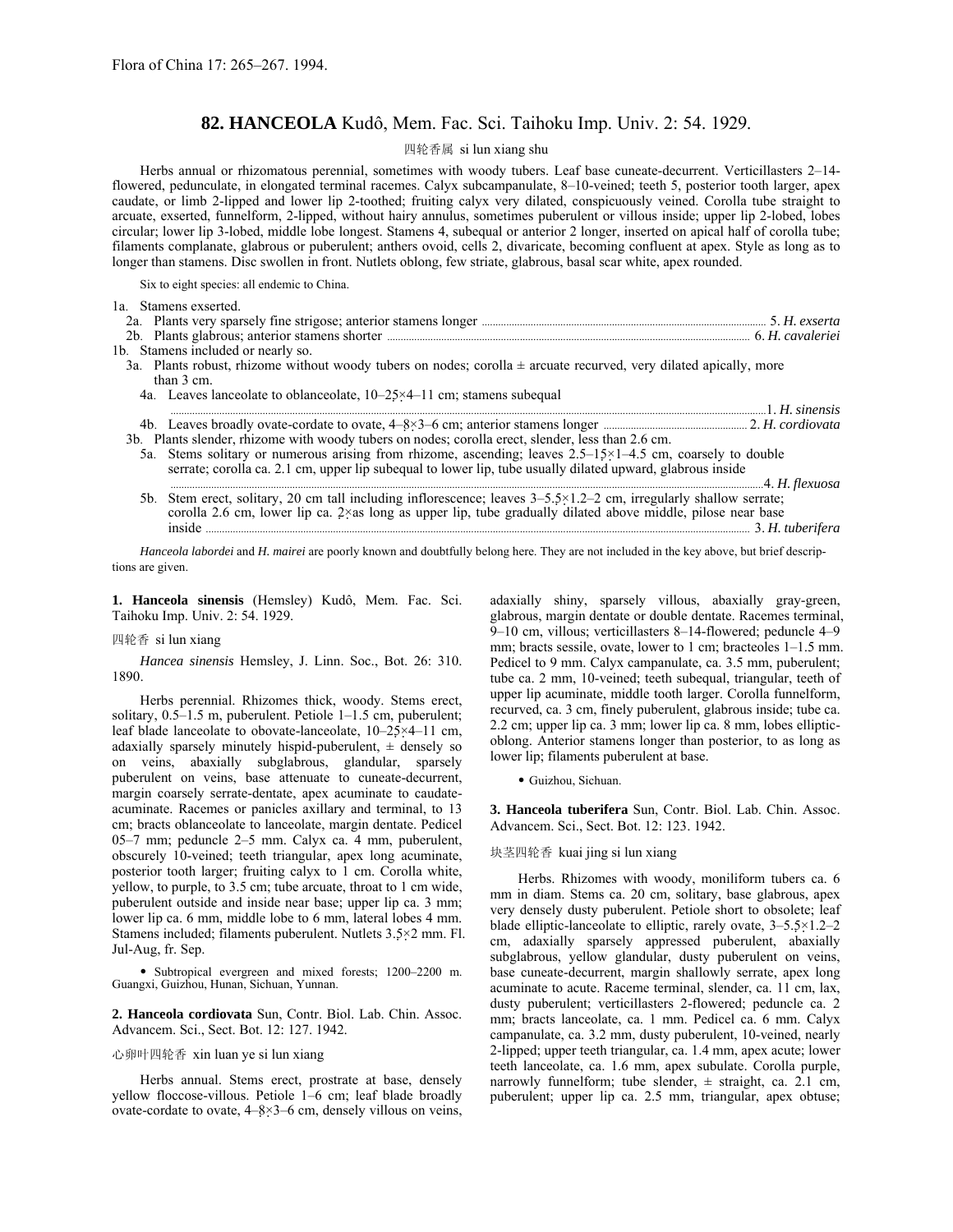Flora of China 17: 265–267. 1994.

## 82. HANCEOLA Kudô, Mem. Fac. Sci. Taihoku Imp. Univ. 2: 54. 1929.

四轮香属 si lun xiang shu

Herbs annual or rhizomatous perennial, sometimes with woody tubers. Leaf base cuneate-decurrent. Verticillasters 2–14-flowered, pedunculate, in elongated terminal racemes. Calyx subcampanulate, 8–10-veined; teeth 5, posterior tooth larger, apex caudate, or limb 2-lipped and lower lip 2-toothed; fruiting calyx very dilated, conspicuously veined. Corolla tube straight to arcuate, exserted, funnelform, 2-lipped, without hairy annulus, sometimes puberulent or villous inside; upper lip 2-lobed, lobes circular; lower lip 3-lobed, middle lobe longest. Stamens 4, subequal or anterior 2 longer, inserted on apical half of corolla tube; filaments complanate, glabrous or puberulent; anthers ovoid, cells 2, divaricate, becoming confluent at apex. Style as long as to longer than stamens. Disc swollen in front. Nutlets oblong, few striate, glabrous, basal scar white, apex rounded.

Six to eight species: all endemic to China.

1a. Stamens exserted.
- 2a. Plants very sparsely fine strigose; anterior stamens longer ..... 5. *H. exserta*
- 2b. Plants glabrous; anterior stamens shorter ..... 6. *H. cavaleriei*

1b. Stamens included or nearly so.
- 3a. Plants robust, rhizome without woody tubers on nodes; corolla ± arcuate recurved, very dilated apically, more than 3 cm.
  - 4a. Leaves lanceolate to oblanceolate, 10–25 × 4–11 cm; stamens subequal ..... 1. *H. sinensis*
  - 4b. Leaves broadly ovate-cordate to ovate, 4–8 × 3–6 cm; anterior stamens longer ..... 2. *H. cordiovata*
- 3b. Plants slender, rhizome with woody tubers on nodes; corolla erect, slender, less than 2.6 cm.
  - 5a. Stems solitary or numerous arising from rhizome, ascending; leaves 2.5–15 × 1–4.5 cm, coarsely to double serrate; corolla ca. 2.1 cm, upper lip subequal to lower lip, tube usually dilated upward, glabrous inside ..... 4. *H. flexuosa*
  - 5b. Stem erect, solitary, 20 cm tall including inflorescence; leaves 3–5.5 × 1.2–2 cm, irregularly shallow serrate; corolla 2.6 cm, lower lip ca. 2 × as long as upper lip, tube gradually dilated above middle, pilose near base inside ..... 3. *H. tuberifera*

*Hanceola labordei* and *H. mairei* are poorly known and doubtfully belong here. They are not included in the key above, but brief descriptions are given.

**1. Hanceola sinensis** (Hemsley) Kudô, Mem. Fac. Sci. Taihoku Imp. Univ. 2: 54. 1929.

四轮香 si lun xiang

*Hancea sinensis* Hemsley, J. Linn. Soc., Bot. 26: 310. 1890.

Herbs perennial. Rhizomes thick, woody. Stems erect, solitary, 0.5–1.5 m, puberulent; Petiole 1–1.5 cm, puberulent; leaf blade lanceolate to obovate-lanceolate, 10–25 × 4–11 cm, adaxially sparsely minutely hispid-puberulent, ± densely so on veins, abaxially subglabrous, glandular, sparsely puberulent on veins, base attenuate to cuneate-decurrent, margin coarsely serrate-dentate, apex acuminate to caudate-acuminate. Racemes or panicles axillary and terminal, to 13 cm; bracts oblanceolate to lanceolate, margin dentate. Pedicel 05–7 mm; peduncle 2–5 mm. Calyx ca. 4 mm, puberulent, obscurely 10-veined; teeth triangular, apex long acuminate, posterior tooth larger; fruiting calyx to 1 cm. Corolla white, yellow, to purple, to 3.5 cm; tube arcuate, throat to 1 cm wide, puberulent outside and inside near base; upper lip ca. 3 mm; lower lip ca. 6 mm, middle lobe to 6 mm, lateral lobes 4 mm. Stamens included; filaments puberulent. Nutlets 3.5 × 2 mm. Fl. Jul-Aug, fr. Sep.

- Subtropical evergreen and mixed forests; 1200–2200 m. Guangxi, Guizhou, Hunan, Sichuan, Yunnan.

**2. Hanceola cordiovata** Sun, Contr. Biol. Lab. Chin. Assoc. Advancem. Sci., Sect. Bot. 12: 127. 1942.

心卵叶四轮香 xin luan ye si lun xiang

Herbs annual. Stems erect, prostrate at base, densely yellow floccose-villous. Petiole 1–6 cm; leaf blade broadly ovate-cordate to ovate, 4–8 × 3–6 cm, densely villous on veins, adaxially shiny, sparsely villous, abaxially gray-green, glabrous, margin dentate or double dentate. Racemes terminal, 9–10 cm, villous; verticillasters 8–14-flowered; peduncle 4–9 mm; bracts sessile, ovate, lower to 1 cm; bracteoles 1–1.5 mm. Pedicel to 9 mm. Calyx campanulate, ca. 3.5 mm, puberulent; tube ca. 2 mm, 10-veined; teeth subequal, triangular, teeth of upper lip acuminate, middle tooth larger. Corolla funnelform, recurved, ca. 3 cm, finely puberulent, glabrous inside; tube ca. 2.2 cm; upper lip ca. 3 mm; lower lip ca. 8 mm, lobes elliptic-oblong. Anterior stamens longer than posterior, to as long as lower lip; filaments puberulent at base.

- Guizhou, Sichuan.

**3. Hanceola tuberifera** Sun, Contr. Biol. Lab. Chin. Assoc. Advancem. Sci., Sect. Bot. 12: 123. 1942.

块茎四轮香 kuai jing si lun xiang

Herbs. Rhizomes with woody, moniliform tubers ca. 6 mm in diam. Stems ca. 20 cm, solitary, base glabrous, apex very densely dusty puberulent. Petiole short to obsolete; leaf blade elliptic-lanceolate to elliptic, rarely ovate, 3–5.5 × 1.2–2 cm, adaxially sparsely appressed puberulent, abaxially subglabrous, yellow glandular, dusty puberulent on veins, base cuneate-decurrent, margin shallowly serrate, apex long acuminate to acute. Raceme terminal, slender, ca. 11 cm, lax, dusty puberulent; verticillasters 2-flowered; peduncle ca. 2 mm; bracts lanceolate, ca. 1 mm. Pedicel ca. 6 mm. Calyx campanulate, ca. 3.2 mm, dusty puberulent, 10-veined, nearly 2-lipped; upper teeth triangular, ca. 1.4 mm, apex acute; lower teeth lanceolate, ca. 1.6 mm, apex subulate. Corolla purple, narrowly funnelform; tube slender, ± straight, ca. 2.1 cm, puberulent; upper lip ca. 2.5 mm, triangular, apex obtuse;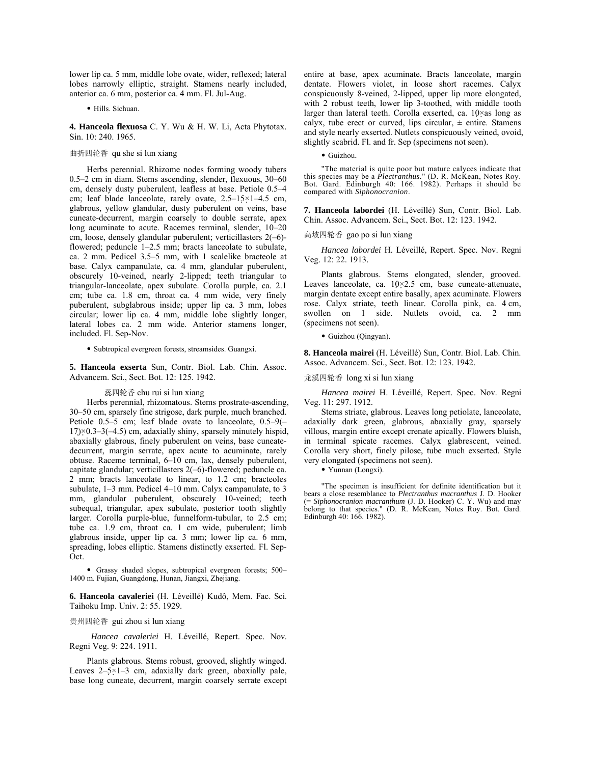lower lip ca. 5 mm, middle lobe ovate, wider, reflexed; lateral lobes narrowly elliptic, straight. Stamens nearly included, anterior ca. 6 mm, posterior ca. 4 mm. Fl. Jul-Aug.

- Hills. Sichuan.

**4. Hanceola flexuosa** C. Y. Wu & H. W. Li, Acta Phytotax. Sin. 10: 240. 1965.

曲折四轮香 qu she si lun xiang

Herbs perennial. Rhizome nodes forming woody tubers 0.5–2 cm in diam. Stems ascending, slender, flexuous, 30–60 cm, densely dusty puberulent, leafless at base. Petiole 0.5–4 cm; leaf blade lanceolate, rarely ovate, 2.5–15 × 1–4.5 cm, glabrous, yellow glandular, dusty puberulent on veins, base cuneate-decurrent, margin coarsely to double serrate, apex long acuminate to acute. Racemes terminal, slender, 10–20 cm, loose, densely glandular puberulent; verticillasters 2(–6)-flowered; peduncle 1–2.5 mm; bracts lanceolate to subulate, ca. 2 mm. Pedicel 3.5–5 mm, with 1 scalelike bracteole at base. Calyx campanulate, ca. 4 mm, glandular puberulent, obscurely 10-veined, nearly 2-lipped; teeth triangular to triangular-lanceolate, apex subulate. Corolla purple, ca. 2.1 cm; tube ca. 1.8 cm, throat ca. 4 mm wide, very finely puberulent, subglabrous inside; upper lip ca. 3 mm, lobes circular; lower lip ca. 4 mm, middle lobe slightly longer, lateral lobes ca. 2 mm wide. Anterior stamens longer, included. Fl. Sep-Nov.

- Subtropical evergreen forests, streamsides. Guangxi.

**5. Hanceola exserta** Sun, Contr. Biol. Lab. Chin. Assoc. Advancem. Sci., Sect. Bot. 12: 125. 1942.

蕊四轮香 chu rui si lun xiang

Herbs perennial, rhizomatous. Stems prostrate-ascending, 30–50 cm, sparsely fine strigose, dark purple, much branched. Petiole 0.5–5 cm; leaf blade ovate to lanceolate, 0.5–9(–17) × 0.3–3(–4.5) cm, adaxially shiny, sparsely minutely hispid, abaxially glabrous, finely puberulent on veins, base cuneate-decurrent, margin serrate, apex acute to acuminate, rarely obtuse. Raceme terminal, 6–10 cm, lax, densely puberulent, capitate glandular; verticillasters 2(–6)-flowered; peduncle ca. 2 mm; bracts lanceolate to linear, to 1.2 cm; bracteoles subulate, 1–3 mm. Pedicel 4–10 mm. Calyx campanulate, to 3 mm, glandular puberulent, obscurely 10-veined; teeth subequal, triangular, apex subulate, posterior tooth slightly larger. Corolla purple-blue, funnelform-tubular, to 2.5 cm; tube ca. 1.9 cm, throat ca. 1 cm wide, puberulent; limb glabrous inside, upper lip ca. 3 mm; lower lip ca. 6 mm, spreading, lobes elliptic. Stamens distinctly exserted. Fl. Sep-Oct.

- Grassy shaded slopes, subtropical evergreen forests; 500–1400 m. Fujian, Guangdong, Hunan, Jiangxi, Zhejiang.

**6. Hanceola cavaleriei** (H. Léveillé) Kudô, Mem. Fac. Sci. Taihoku Imp. Univ. 2: 55. 1929.

贵州四轮香 gui zhou si lun xiang

*Hancea cavaleriei* H. Léveillé, Repert. Spec. Nov. Regni Veg. 9: 224. 1911.

Plants glabrous. Stems robust, grooved, slightly winged. Leaves 2–5 × 1–3 cm, adaxially dark green, abaxially pale, base long cuneate, decurrent, margin coarsely serrate except entire at base, apex acuminate. Bracts lanceolate, margin dentate. Flowers violet, in loose short racemes. Calyx conspicuously 8-veined, 2-lipped, upper lip more elongated, with 2 robust teeth, lower lip 3-toothed, with middle tooth larger than lateral teeth. Corolla exserted, ca. 10 × as long as calyx, tube erect or curved, lips circular, ± entire. Stamens and style nearly exserted. Nutlets conspicuously veined, ovoid, slightly scabrid. Fl. and fr. Sep (specimens not seen).

- Guizhou.

"The material is quite poor but mature calyces indicate that this species may be a *Plectranthus*." (D. R. McKean, Notes Roy. Bot. Gard. Edinburgh 40: 166. 1982). Perhaps it should be compared with *Siphonocranion*.

**7. Hanceola labordei** (H. Léveillé) Sun, Contr. Biol. Lab. Chin. Assoc. Advancem. Sci., Sect. Bot. 12: 123. 1942.

高坡四轮香 gao po si lun xiang

*Hancea labordei* H. Léveillé, Repert. Spec. Nov. Regni Veg. 12: 22. 1913.

Plants glabrous. Stems elongated, slender, grooved. Leaves lanceolate, ca. 10 × 2.5 cm, base cuneate-attenuate, margin dentate except entire basally, apex acuminate. Flowers rose. Calyx striate, teeth linear. Corolla pink, ca. 4 cm, swollen on 1 side. Nutlets ovoid, ca. 2 mm (specimens not seen).

- Guizhou (Qingyan).

**8. Hanceola mairei** (H. Léveillé) Sun, Contr. Biol. Lab. Chin. Assoc. Advancem. Sci., Sect. Bot. 12: 123. 1942.

龙溪四轮香 long xi si lun xiang

*Hancea mairei* H. Léveillé, Repert. Spec. Nov. Regni Veg. 11: 297. 1912.

Stems striate, glabrous. Leaves long petiolate, lanceolate, adaxially dark green, glabrous, abaxially gray, sparsely villous, margin entire except crenate apically. Flowers bluish, in terminal spicate racemes. Calyx glabrescent, veined. Corolla very short, finely pilose, tube much exserted. Style very elongated (specimens not seen).

- Yunnan (Longxi).

"The specimen is insufficient for definite identification but it bears a close resemblance to *Plectranthus macranthus* J. D. Hooker (= *Siphonocranion macranthum* (J. D. Hooker) C. Y. Wu) and may belong to that species." (D. R. McKean, Notes Roy. Bot. Gard. Edinburgh 40: 166. 1982).